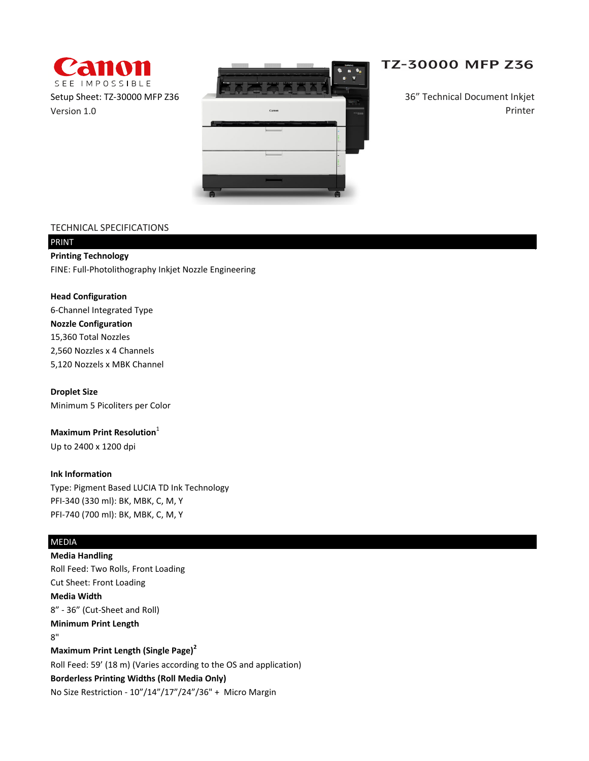Canon

SEE IMPOSSIBLE

Setup Sheet: TZ-30000 MFP Z36

Version 1.0

# TZ-30000 MFP Z36

36” Technical Document Inkjet Printer

## TECHNICAL SPECIFICATIONS

### PRINT

**Printing Technology**

FINE: Full-Photolithography Inkjet Nozzle Engineering

**Head Configuration**

6-Channel Integrated Type

**Nozzle Configuration**

15,360 Total Nozzles

2,560 Nozzles x 4 Channels

5,120 Nozzels x MBK Channel

**Droplet Size**

Minimum 5 Picoliters per Color

**Maximum Print Resolution**[1]

Up to 2400 x 1200 dpi

**Ink Information**

Type: Pigment Based LUCIA TD Ink Technology

PFI-340 (330 ml): BK, MBK, C, M, Y

PFI-740 (700 ml): BK, MBK, C, M, Y

### MEDIA

**Media Handling**

Roll Feed: Two Rolls, Front Loading

Cut Sheet: Front Loading

**Media Width**

8” - 36” (Cut-Sheet and Roll)

**Minimum Print Length**

8"

**Maximum Print Length (Single Page)**[2]

Roll Feed: 59’ (18 m) (Varies according to the OS and application)

**Borderless Printing Widths (Roll Media Only)**

No Size Restriction - 10”/14”/17”/24”/36" + Micro Margin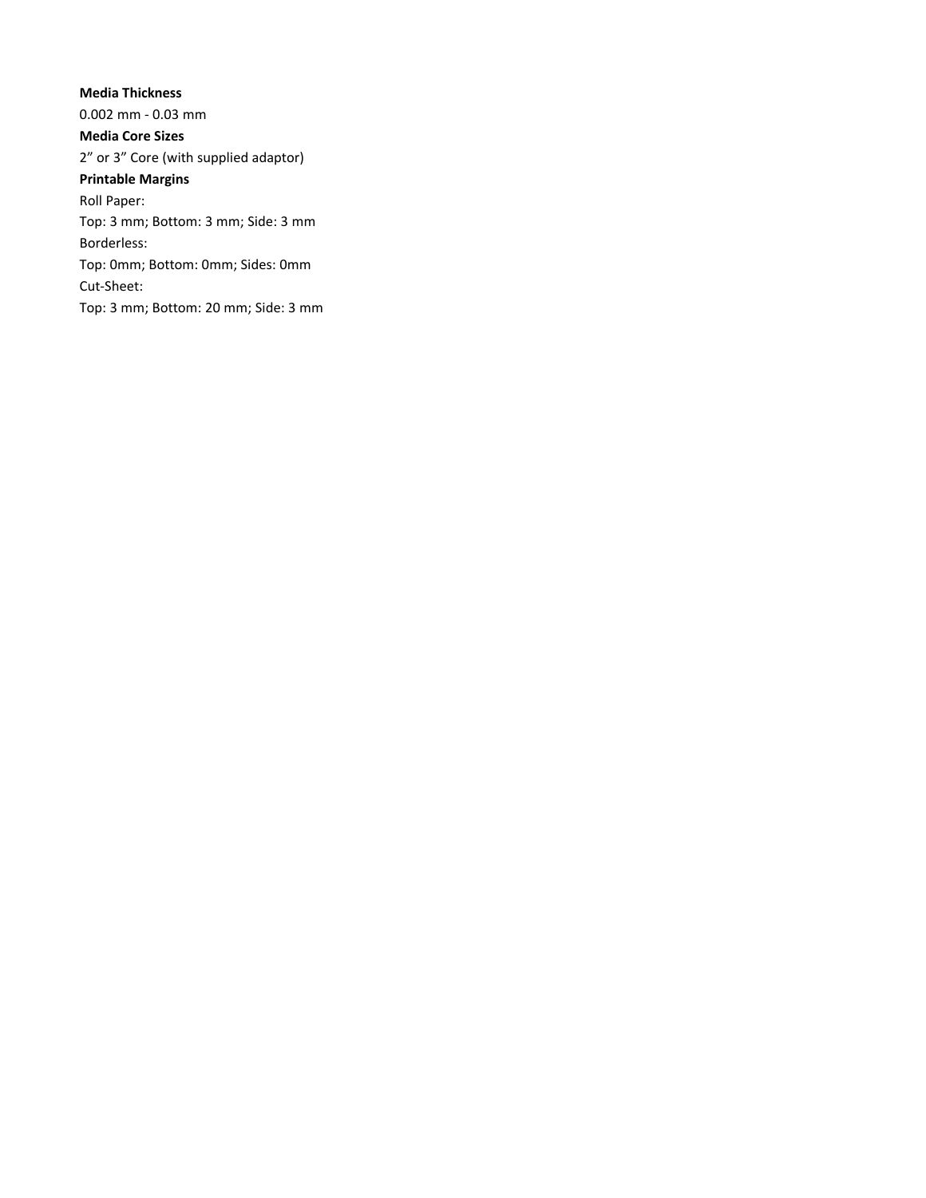**Media Thickness**

0.002 mm - 0.03 mm

**Media Core Sizes**

2” or 3” Core (with supplied adaptor)

**Printable Margins**

Roll Paper:

Top: 3 mm; Bottom: 3 mm; Side: 3 mm

Borderless:

Top: 0mm; Bottom: 0mm; Sides: 0mm

Cut-Sheet:

Top: 3 mm; Bottom: 20 mm; Side: 3 mm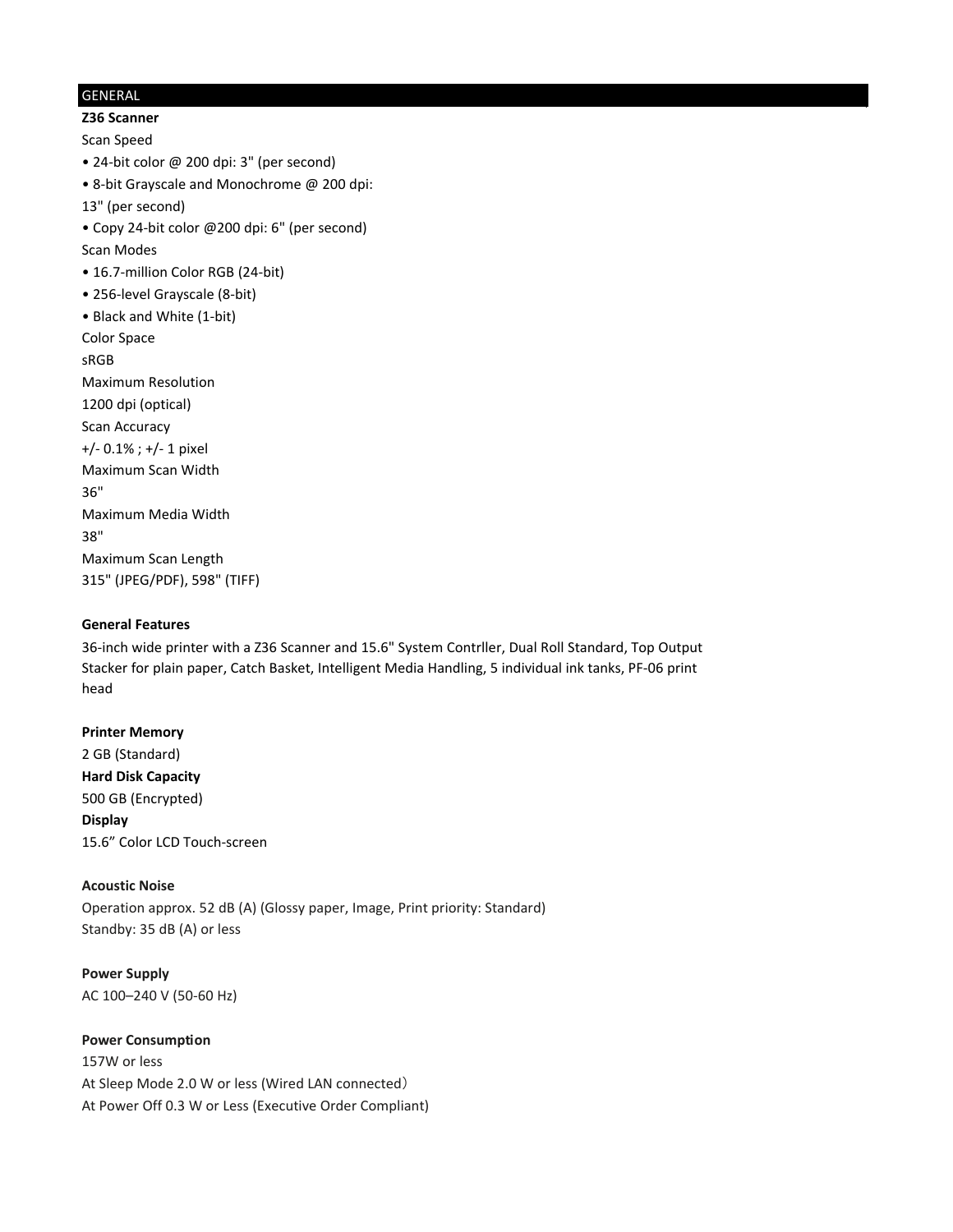## GENERAL

**Z36 Scanner**

Scan Speed

- 24-bit color @ 200 dpi: 3" (per second)
- 8-bit Grayscale and Monochrome @ 200 dpi: 13" (per second)
- Copy 24-bit color @200 dpi: 6" (per second)

Scan Modes

- 16.7-million Color RGB (24-bit)
- 256-level Grayscale (8-bit)
- Black and White (1-bit)

Color Space

sRGB

Maximum Resolution

1200 dpi (optical)

Scan Accuracy

+/- 0.1% ; +/- 1 pixel

Maximum Scan Width

36"

Maximum Media Width

38"

Maximum Scan Length

315" (JPEG/PDF), 598" (TIFF)

**General Features**

36-inch wide printer with a Z36 Scanner and 15.6" System Contrller, Dual Roll Standard, Top Output Stacker for plain paper, Catch Basket, Intelligent Media Handling, 5 individual ink tanks, PF-06 print head

**Printer Memory**

2 GB (Standard)

**Hard Disk Capacity**

500 GB (Encrypted)

**Display**

15.6” Color LCD Touch-screen

**Acoustic Noise**

Operation approx. 52 dB (A) (Glossy paper, Image, Print priority: Standard)

Standby: 35 dB (A) or less

**Power Supply**

AC 100–240 V (50-60 Hz)

**Power Consumption**

157W or less

At Sleep Mode 2.0 W or less (Wired LAN connected)

At Power Off 0.3 W or Less (Executive Order Compliant)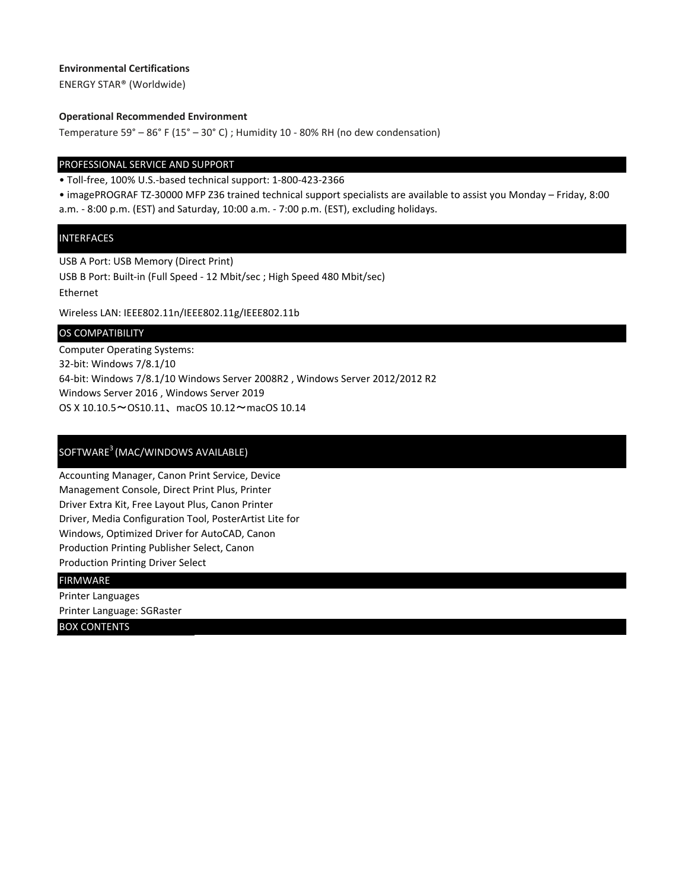**Environmental Certifications**

ENERGY STAR® (Worldwide)

**Operational Recommended Environment**

Temperature 59° – 86° F (15° – 30° C) ; Humidity 10 - 80% RH (no dew condensation)

## PROFESSIONAL SERVICE AND SUPPORT

- Toll-free, 100% U.S.-based technical support: 1-800-423-2366
- imagePROGRAF TZ-30000 MFP Z36 trained technical support specialists are available to assist you Monday – Friday, 8:00 a.m. - 8:00 p.m. (EST) and Saturday, 10:00 a.m. - 7:00 p.m. (EST), excluding holidays.

## INTERFACES

USB A Port: USB Memory (Direct Print)

USB B Port: Built-in (Full Speed - 12 Mbit/sec ; High Speed 480 Mbit/sec)

Ethernet

Wireless LAN: IEEE802.11n/IEEE802.11g/IEEE802.11b

## OS COMPATIBILITY

Computer Operating Systems:

32-bit: Windows 7/8.1/10

64-bit: Windows 7/8.1/10 Windows Server 2008R2 , Windows Server 2012/2012 R2

Windows Server 2016 , Windows Server 2019

OS X 10.10.5〜OS10.11、macOS 10.12〜macOS 10.14

## SOFTWARE[3] (MAC/WINDOWS AVAILABLE)

Accounting Manager, Canon Print Service, Device Management Console, Direct Print Plus, Printer Driver Extra Kit, Free Layout Plus, Canon Printer Driver, Media Configuration Tool, PosterArtist Lite for Windows, Optimized Driver for AutoCAD, Canon Production Printing Publisher Select, Canon Production Printing Driver Select

## FIRMWARE

Printer Languages

Printer Language: SGRaster

## BOX CONTENTS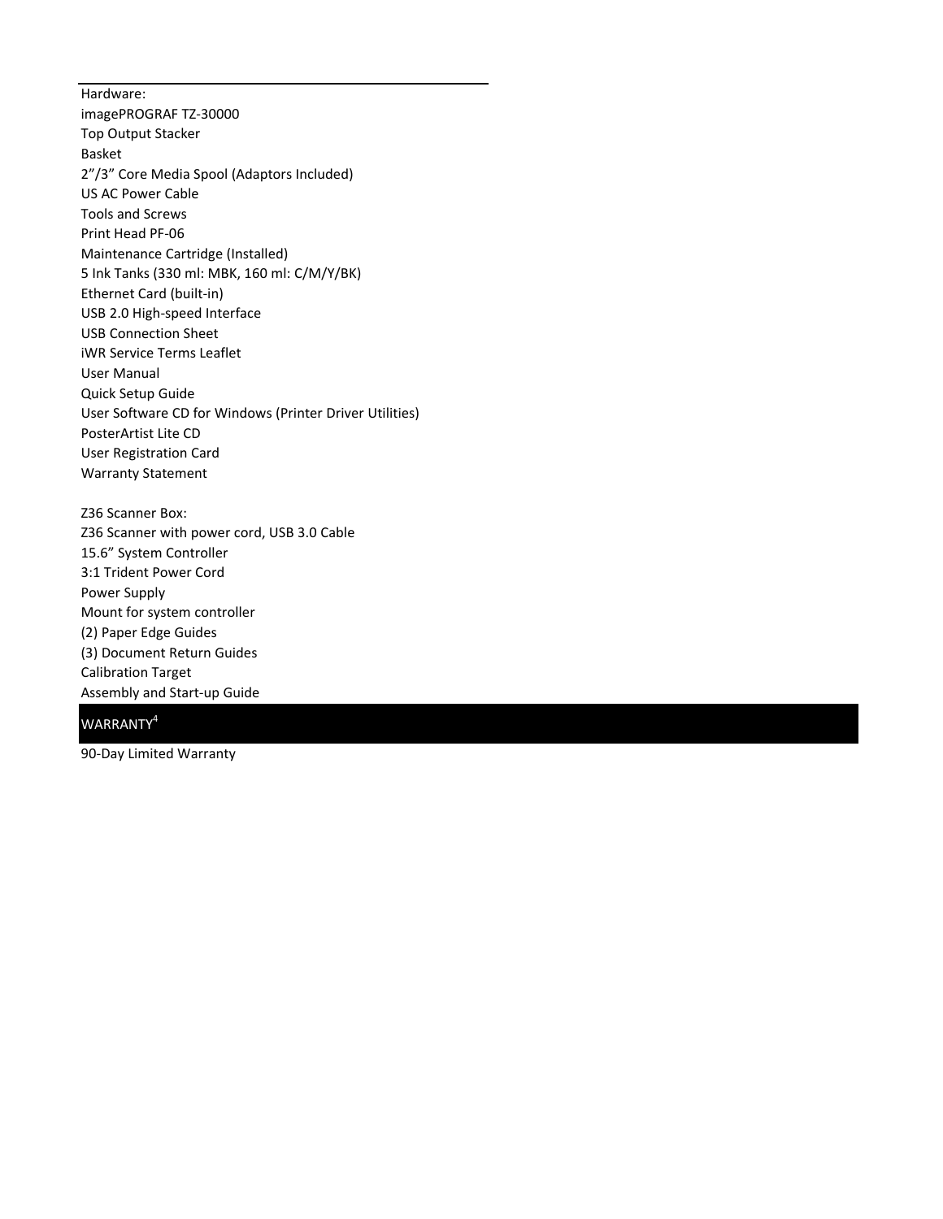Hardware:

imagePROGRAF TZ-30000
Top Output Stacker
Basket
2”/3” Core Media Spool (Adaptors Included)
US AC Power Cable
Tools and Screws
Print Head PF-06
Maintenance Cartridge (Installed)
5 Ink Tanks (330 ml: MBK, 160 ml: C/M/Y/BK)
Ethernet Card (built-in)
USB 2.0 High-speed Interface
USB Connection Sheet
iWR Service Terms Leaflet
User Manual
Quick Setup Guide
User Software CD for Windows (Printer Driver Utilities)
PosterArtist Lite CD
User Registration Card
Warranty Statement

Z36 Scanner Box:

Z36 Scanner with power cord, USB 3.0 Cable
15.6” System Controller
3:1 Trident Power Cord
Power Supply
Mount for system controller
(2) Paper Edge Guides
(3) Document Return Guides
Calibration Target
Assembly and Start-up Guide

## WARRANTY[4]

90-Day Limited Warranty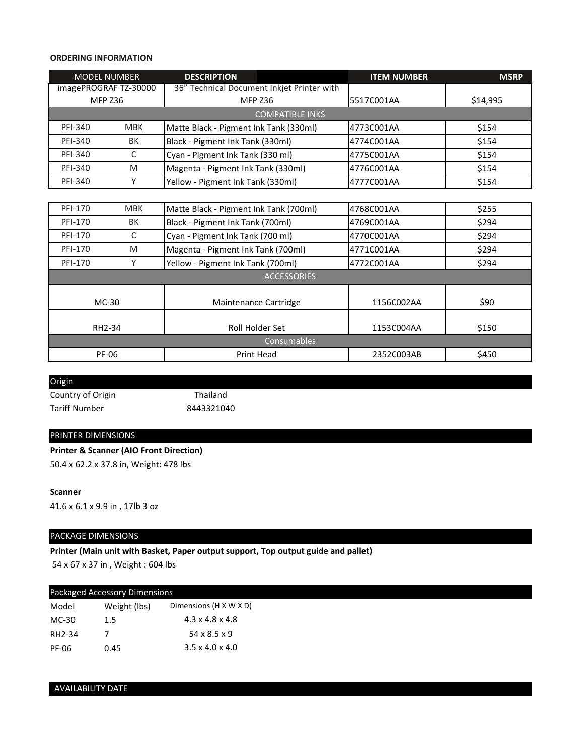**ORDERING INFORMATION**

| MODEL NUMBER | | DESCRIPTION | ITEM NUMBER | MSRP |
|---|---|---|---|---|
| imagePROGRAF TZ-30000 MFP Z36 | | 36” Technical Document Inkjet Printer with MFP Z36 | 5517C001AA | $14,995 |
| COMPATIBLE INKS | | | | |
| PFI-340 | MBK | Matte Black - Pigment Ink Tank (330ml) | 4773C001AA | $154 |
| PFI-340 | BK | Black - Pigment Ink Tank (330ml) | 4774C001AA | $154 |
| PFI-340 | C | Cyan - Pigment Ink Tank (330 ml) | 4775C001AA | $154 |
| PFI-340 | M | Magenta - Pigment Ink Tank (330ml) | 4776C001AA | $154 |
| PFI-340 | Y | Yellow - Pigment Ink Tank (330ml) | 4777C001AA | $154 |
| PFI-170 | MBK | Matte Black - Pigment Ink Tank (700ml) | 4768C001AA | $255 |
| PFI-170 | BK | Black - Pigment Ink Tank (700ml) | 4769C001AA | $294 |
| PFI-170 | C | Cyan - Pigment Ink Tank (700 ml) | 4770C001AA | $294 |
| PFI-170 | M | Magenta - Pigment Ink Tank (700ml) | 4771C001AA | $294 |
| PFI-170 | Y | Yellow - Pigment Ink Tank (700ml) | 4772C001AA | $294 |
| ACCESSORIES | | | | |
| MC-30 | | Maintenance Cartridge | 1156C002AA | $90 |
| RH2-34 | | Roll Holder Set | 1153C004AA | $150 |
| Consumables | | | | |
| PF-06 | | Print Head | 2352C003AB | $450 |

## Origin

Country of Origin: Thailand

Tariff Number: 8443321040

## PRINTER DIMENSIONS

**Printer & Scanner (AIO Front Direction)**

50.4 x 62.2 x 37.8 in, Weight: 478 lbs

**Scanner**

41.6 x 6.1 x 9.9 in , 17lb 3 oz

## PACKAGE DIMENSIONS

**Printer (Main unit with Basket, Paper output support, Top output guide and pallet)**

54 x 67 x 37 in , Weight : 604 lbs

## Packaged Accessory Dimensions

| Model | Weight (lbs) | Dimensions (H X W X D) |
|---|---|---|
| MC-30 | 1.5 | 4.3 x 4.8 x 4.8 |
| RH2-34 | 7 | 54 x 8.5 x 9 |
| PF-06 | 0.45 | 3.5 x 4.0 x 4.0 |

## AVAILABILITY DATE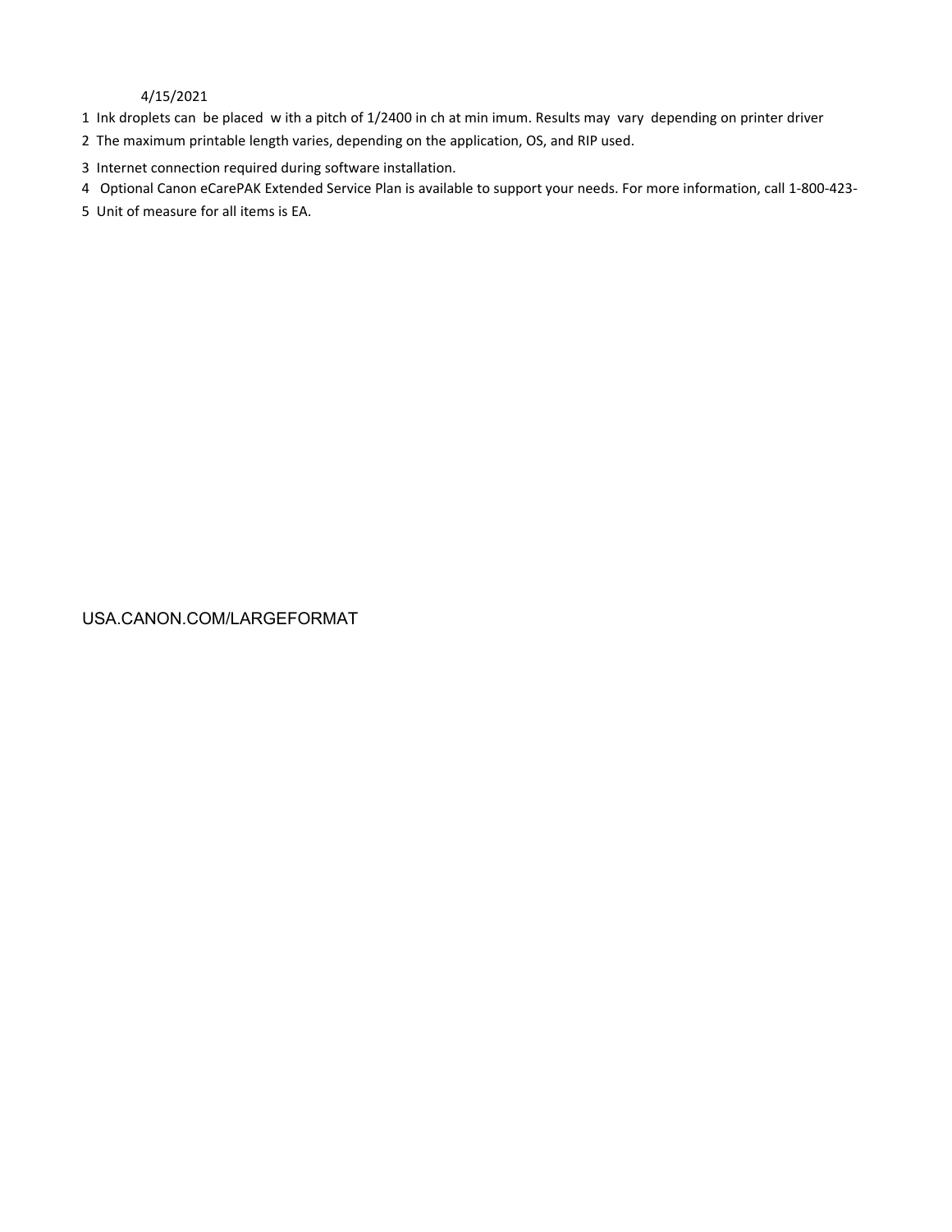4/15/2021

1 Ink droplets can be placed w ith a pitch of 1/2400 in ch at min imum. Results may vary depending on printer driver

2 The maximum printable length varies, depending on the application, OS, and RIP used.

3 Internet connection required during software installation.

4 Optional Canon eCarePAK Extended Service Plan is available to support your needs. For more information, call 1-800-423-

5 Unit of measure for all items is EA.

USA.CANON.COM/LARGEFORMAT